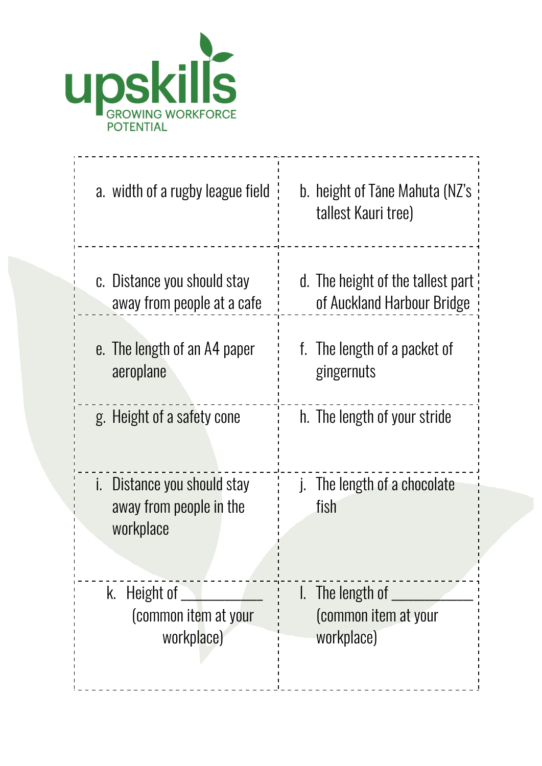upskills
GROWING WORKFORCE POTENTIAL

| | |
|---|---|
| a. width of a rugby league field | b. height of Tāne Mahuta (NZ's tallest Kauri tree) |
| c. Distance you should stay away from people at a cafe | d. The height of the tallest part of Auckland Harbour Bridge |
| e. The length of an A4 paper aeroplane | f. The length of a packet of gingernuts |
| g. Height of a safety cone | h. The length of your stride |
| i. Distance you should stay away from people in the workplace | j. The length of a chocolate fish |
| k. Height of ___________ (common item at your workplace) | l. The length of ___________ (common item at your workplace) |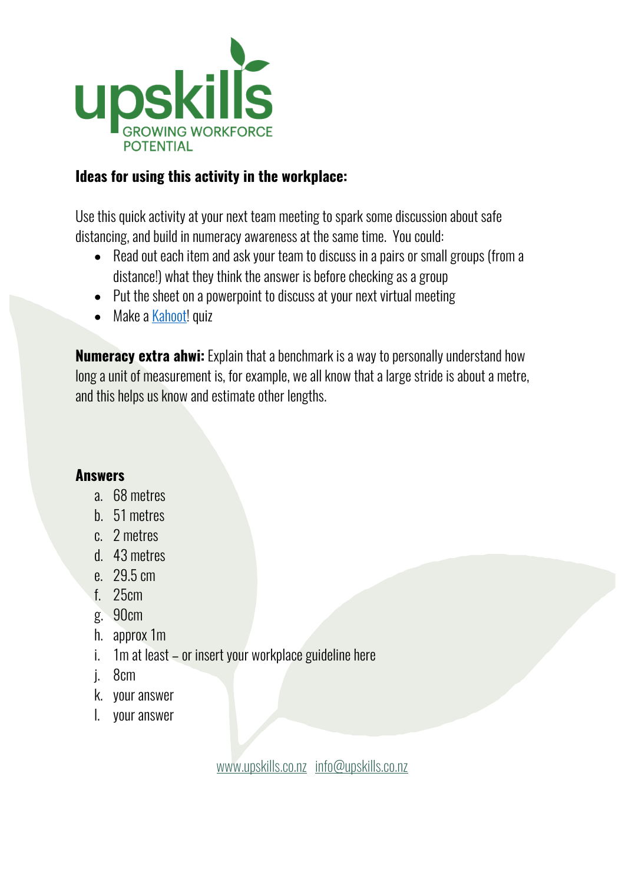upskills
GROWING WORKFORCE POTENTIAL

**Ideas for using this activity in the workplace:**

Use this quick activity at your next team meeting to spark some discussion about safe distancing, and build in numeracy awareness at the same time. You could:

- Read out each item and ask your team to discuss in a pairs or small groups (from a distance!) what they think the answer is before checking as a group
- Put the sheet on a powerpoint to discuss at your next virtual meeting
- Make a [Kahoot](Kahoot)! quiz

**Numeracy extra ahwi:** Explain that a benchmark is a way to personally understand how long a unit of measurement is, for example, we all know that a large stride is about a metre, and this helps us know and estimate other lengths.

**Answers**

a. 68 metres
b. 51 metres
c. 2 metres
d. 43 metres
e. 29.5 cm
f. 25cm
g. 90cm
h. approx 1m
i. 1m at least – or insert your workplace guideline here
j. 8cm
k. your answer
l. your answer

www.upskills.co.nz info@upskills.co.nz